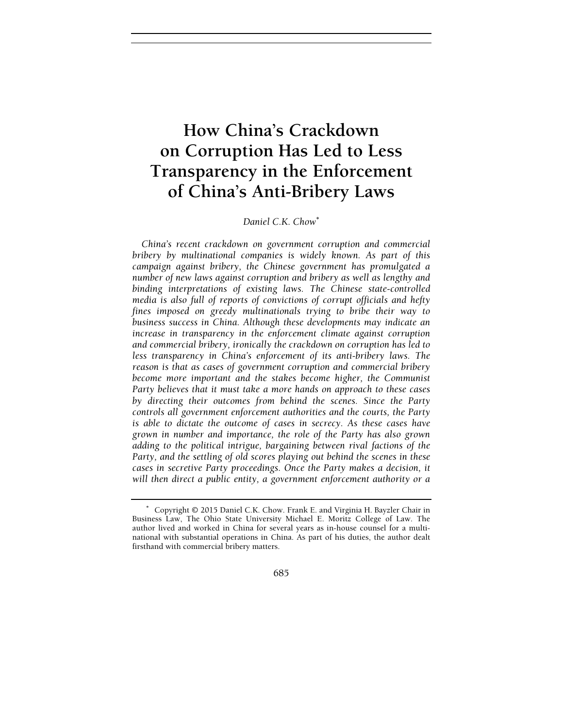# How China's Crackdown on Corruption Has Led to Less Transparency in the Enforcement of China's Anti-Bribery Laws

*Daniel C.K. Chow*[*]

*China's recent crackdown on government corruption and commercial bribery by multinational companies is widely known. As part of this campaign against bribery, the Chinese government has promulgated a number of new laws against corruption and bribery as well as lengthy and binding interpretations of existing laws. The Chinese state-controlled media is also full of reports of convictions of corrupt officials and hefty fines imposed on greedy multinationals trying to bribe their way to business success in China. Although these developments may indicate an increase in transparency in the enforcement climate against corruption and commercial bribery, ironically the crackdown on corruption has led to less transparency in China's enforcement of its anti-bribery laws. The reason is that as cases of government corruption and commercial bribery become more important and the stakes become higher, the Communist Party believes that it must take a more hands on approach to these cases by directing their outcomes from behind the scenes. Since the Party controls all government enforcement authorities and the courts, the Party is able to dictate the outcome of cases in secrecy. As these cases have grown in number and importance, the role of the Party has also grown adding to the political intrigue, bargaining between rival factions of the Party, and the settling of old scores playing out behind the scenes in these cases in secretive Party proceedings. Once the Party makes a decision, it will then direct a public entity, a government enforcement authority or a*

---

[*] Copyright © 2015 Daniel C.K. Chow. Frank E. and Virginia H. Bayzler Chair in Business Law, The Ohio State University Michael E. Moritz College of Law. The author lived and worked in China for several years as in-house counsel for a multinational with substantial operations in China. As part of his duties, the author dealt firsthand with commercial bribery matters.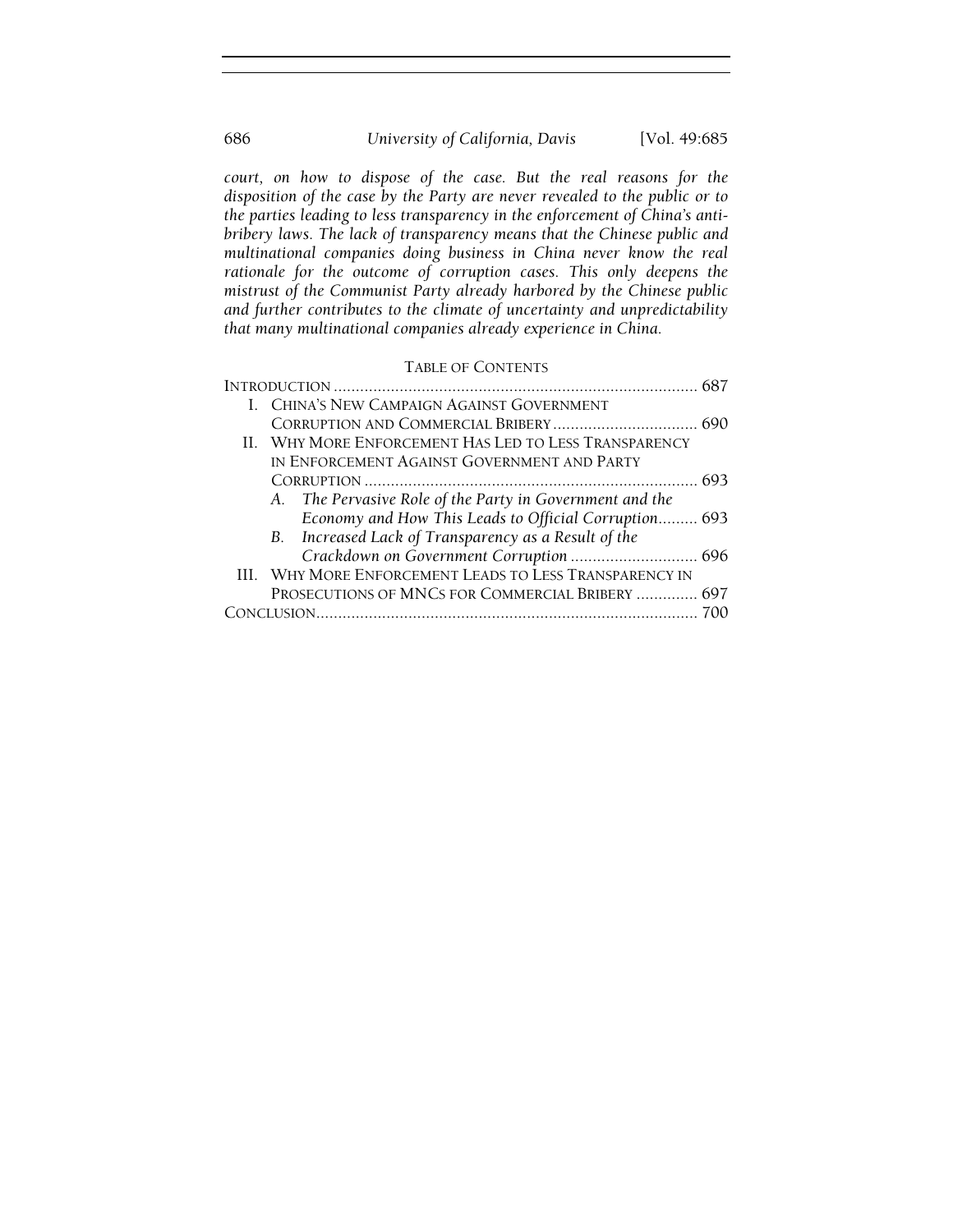*court, on how to dispose of the case. But the real reasons for the disposition of the case by the Party are never revealed to the public or to the parties leading to less transparency in the enforcement of China's anti-bribery laws. The lack of transparency means that the Chinese public and multinational companies doing business in China never know the real rationale for the outcome of corruption cases. This only deepens the mistrust of the Communist Party already harbored by the Chinese public and further contributes to the climate of uncertainty and unpredictability that many multinational companies already experience in China.*

TABLE OF CONTENTS

INTRODUCTION ........................................................................ 687

I. CHINA'S NEW CAMPAIGN AGAINST GOVERNMENT CORRUPTION AND COMMERCIAL BRIBERY ................................. 690

II. WHY MORE ENFORCEMENT HAS LED TO LESS TRANSPARENCY IN ENFORCEMENT AGAINST GOVERNMENT AND PARTY CORRUPTION ........................................................................ 693

- A. *The Pervasive Role of the Party in Government and the Economy and How This Leads to Official Corruption* ......... 693
- B. *Increased Lack of Transparency as a Result of the Crackdown on Government Corruption* ............................ 696

III. WHY MORE ENFORCEMENT LEADS TO LESS TRANSPARENCY IN PROSECUTIONS OF MNCS FOR COMMERCIAL BRIBERY .............. 697

CONCLUSION........................................................................ 700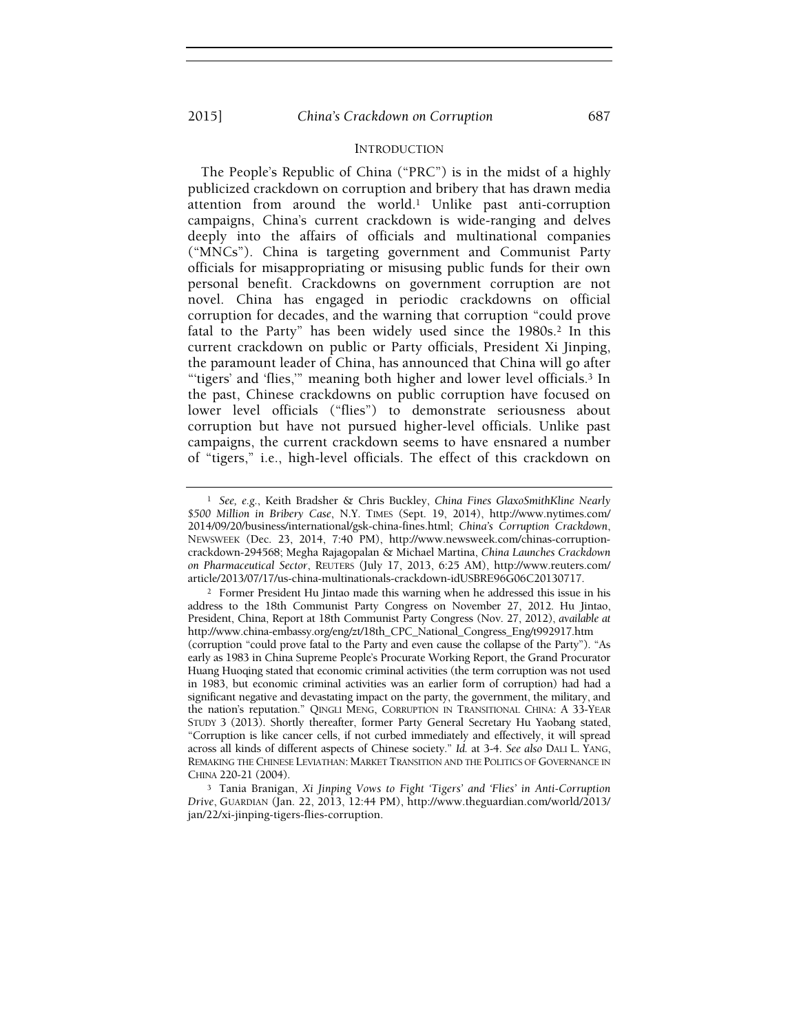## INTRODUCTION

The People's Republic of China ("PRC") is in the midst of a highly publicized crackdown on corruption and bribery that has drawn media attention from around the world.[1] Unlike past anti-corruption campaigns, China's current crackdown is wide-ranging and delves deeply into the affairs of officials and multinational companies ("MNCs"). China is targeting government and Communist Party officials for misappropriating or misusing public funds for their own personal benefit. Crackdowns on government corruption are not novel. China has engaged in periodic crackdowns on official corruption for decades, and the warning that corruption "could prove fatal to the Party" has been widely used since the 1980s.[2] In this current crackdown on public or Party officials, President Xi Jinping, the paramount leader of China, has announced that China will go after "'tigers' and 'flies,'" meaning both higher and lower level officials.[3] In the past, Chinese crackdowns on public corruption have focused on lower level officials ("flies") to demonstrate seriousness about corruption but have not pursued higher-level officials. Unlike past campaigns, the current crackdown seems to have ensnared a number of "tigers," i.e., high-level officials. The effect of this crackdown on

---

[1] *See, e.g.*, Keith Bradsher & Chris Buckley, *China Fines GlaxoSmithKline Nearly $500 Million in Bribery Case*, N.Y. TIMES (Sept. 19, 2014), http://www.nytimes.com/2014/09/20/business/international/gsk-china-fines.html; *China's Corruption Crackdown*, NEWSWEEK (Dec. 23, 2014, 7:40 PM), http://www.newsweek.com/chinas-corruption-crackdown-294568; Megha Rajagopalan & Michael Martina, *China Launches Crackdown on Pharmaceutical Sector*, REUTERS (July 17, 2013, 6:25 AM), http://www.reuters.com/article/2013/07/17/us-china-multinationals-crackdown-idUSBRE96G06C20130717.

[2] Former President Hu Jintao made this warning when he addressed this issue in his address to the 18th Communist Party Congress on November 27, 2012. Hu Jintao, President, China, Report at 18th Communist Party Congress (Nov. 27, 2012), *available at* http://www.china-embassy.org/eng/zt/18th_CPC_National_Congress_Eng/t992917.htm (corruption "could prove fatal to the Party and even cause the collapse of the Party"). "As early as 1983 in China Supreme People's Procurate Working Report, the Grand Procurator Huang Huoqing stated that economic criminal activities (the term corruption was not used in 1983, but economic criminal activities was an earlier form of corruption) had had a significant negative and devastating impact on the party, the government, the military, and the nation's reputation." QINGLI MENG, CORRUPTION IN TRANSITIONAL CHINA: A 33-YEAR STUDY 3 (2013). Shortly thereafter, former Party General Secretary Hu Yaobang stated, "Corruption is like cancer cells, if not curbed immediately and effectively, it will spread across all kinds of different aspects of Chinese society." *Id.* at 3-4. *See also* DALI L. YANG, REMAKING THE CHINESE LEVIATHAN: MARKET TRANSITION AND THE POLITICS OF GOVERNANCE IN CHINA 220-21 (2004).

[3] Tania Branigan, *Xi Jinping Vows to Fight 'Tigers' and 'Flies' in Anti-Corruption Drive*, GUARDIAN (Jan. 22, 2013, 12:44 PM), http://www.theguardian.com/world/2013/jan/22/xi-jinping-tigers-flies-corruption.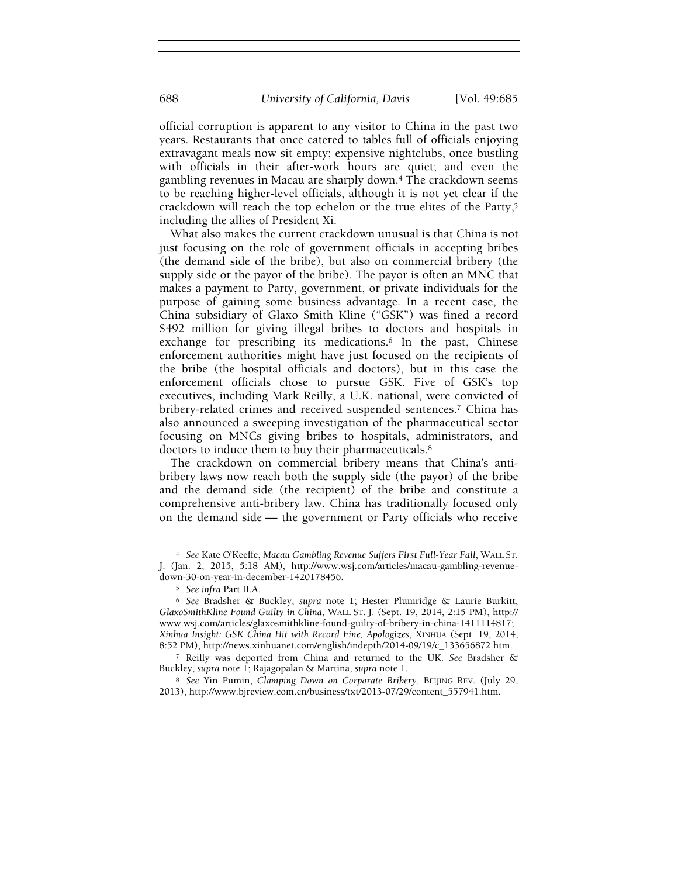official corruption is apparent to any visitor to China in the past two years. Restaurants that once catered to tables full of officials enjoying extravagant meals now sit empty; expensive nightclubs, once bustling with officials in their after-work hours are quiet; and even the gambling revenues in Macau are sharply down.[4] The crackdown seems to be reaching higher-level officials, although it is not yet clear if the crackdown will reach the top echelon or the true elites of the Party,[5] including the allies of President Xi.

What also makes the current crackdown unusual is that China is not just focusing on the role of government officials in accepting bribes (the demand side of the bribe), but also on commercial bribery (the supply side or the payor of the bribe). The payor is often an MNC that makes a payment to Party, government, or private individuals for the purpose of gaining some business advantage. In a recent case, the China subsidiary of Glaxo Smith Kline ("GSK") was fined a record $492 million for giving illegal bribes to doctors and hospitals in exchange for prescribing its medications.[6] In the past, Chinese enforcement authorities might have just focused on the recipients of the bribe (the hospital officials and doctors), but in this case the enforcement officials chose to pursue GSK. Five of GSK's top executives, including Mark Reilly, a U.K. national, were convicted of bribery-related crimes and received suspended sentences.[7] China has also announced a sweeping investigation of the pharmaceutical sector focusing on MNCs giving bribes to hospitals, administrators, and doctors to induce them to buy their pharmaceuticals.[8]

The crackdown on commercial bribery means that China's anti-bribery laws now reach both the supply side (the payor) of the bribe and the demand side (the recipient) of the bribe and constitute a comprehensive anti-bribery law. China has traditionally focused only on the demand side — the government or Party officials who receive

---

[4] *See* Kate O'Keeffe, *Macau Gambling Revenue Suffers First Full-Year Fall*, WALL ST. J. (Jan. 2, 2015, 5:18 AM), http://www.wsj.com/articles/macau-gambling-revenue-down-30-on-year-in-december-1420178456.

[5] *See infra* Part II.A.

[6] *See* Bradsher & Buckley, *supra* note 1; Hester Plumridge & Laurie Burkitt, *GlaxoSmithKline Found Guilty in China*, WALL ST. J. (Sept. 19, 2014, 2:15 PM), http://www.wsj.com/articles/glaxosmithkline-found-guilty-of-bribery-in-china-1411114817; *Xinhua Insight: GSK China Hit with Record Fine, Apologizes*, XINHUA (Sept. 19, 2014, 8:52 PM), http://news.xinhuanet.com/english/indepth/2014-09/19/c_133656872.htm.

[7] Reilly was deported from China and returned to the UK. *See* Bradsher & Buckley, *supra* note 1; Rajagopalan & Martina, *supra* note 1.

[8] *See* Yin Pumin, *Clamping Down on Corporate Bribery*, BEIJING REV. (July 29, 2013), http://www.bjreview.com.cn/business/txt/2013-07/29/content_557941.htm.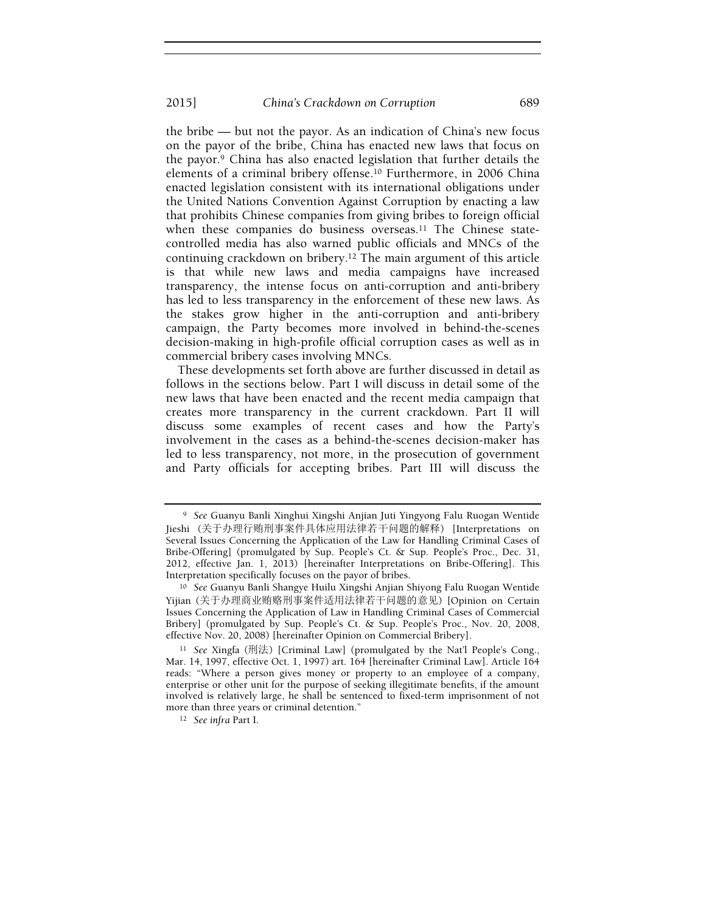the bribe — but not the payor. As an indication of China's new focus on the payor of the bribe, China has enacted new laws that focus on the payor.[9] China has also enacted legislation that further details the elements of a criminal bribery offense.[10] Furthermore, in 2006 China enacted legislation consistent with its international obligations under the United Nations Convention Against Corruption by enacting a law that prohibits Chinese companies from giving bribes to foreign official when these companies do business overseas.[11] The Chinese state-controlled media has also warned public officials and MNCs of the continuing crackdown on bribery.[12] The main argument of this article is that while new laws and media campaigns have increased transparency, the intense focus on anti-corruption and anti-bribery has led to less transparency in the enforcement of these new laws. As the stakes grow higher in the anti-corruption and anti-bribery campaign, the Party becomes more involved in behind-the-scenes decision-making in high-profile official corruption cases as well as in commercial bribery cases involving MNCs.

These developments set forth above are further discussed in detail as follows in the sections below. Part I will discuss in detail some of the new laws that have been enacted and the recent media campaign that creates more transparency in the current crackdown. Part II will discuss some examples of recent cases and how the Party's involvement in the cases as a behind-the-scenes decision-maker has led to less transparency, not more, in the prosecution of government and Party officials for accepting bribes. Part III will discuss the

---

[9] *See* Guanyu Banli Xinghui Xingshi Anjian Juti Yingyong Falu Ruogan Wentide Jieshi (关于办理行贿刑事案件具体应用法律若干问题的解释) [Interpretations on Several Issues Concerning the Application of the Law for Handling Criminal Cases of Bribe-Offering] (promulgated by Sup. People's Ct. & Sup. People's Proc., Dec. 31, 2012, effective Jan. 1, 2013) [hereinafter Interpretations on Bribe-Offering]. This Interpretation specifically focuses on the payor of bribes.

[10] *See* Guanyu Banli Shangye Huilu Xingshi Anjian Shiyong Falu Ruogan Wentide Yijian (关于办理商业贿赂刑事案件适用法律若干问题的意见) [Opinion on Certain Issues Concerning the Application of Law in Handling Criminal Cases of Commercial Bribery] (promulgated by Sup. People's Ct. & Sup. People's Proc., Nov. 20, 2008, effective Nov. 20, 2008) [hereinafter Opinion on Commercial Bribery].

[11] *See* Xingfa (刑法) [Criminal Law] (promulgated by the Nat'l People's Cong., Mar. 14, 1997, effective Oct. 1, 1997) art. 164 [hereinafter Criminal Law]. Article 164 reads: "Where a person gives money or property to an employee of a company, enterprise or other unit for the purpose of seeking illegitimate benefits, if the amount involved is relatively large, he shall be sentenced to fixed-term imprisonment of not more than three years or criminal detention."

[12] *See infra* Part I.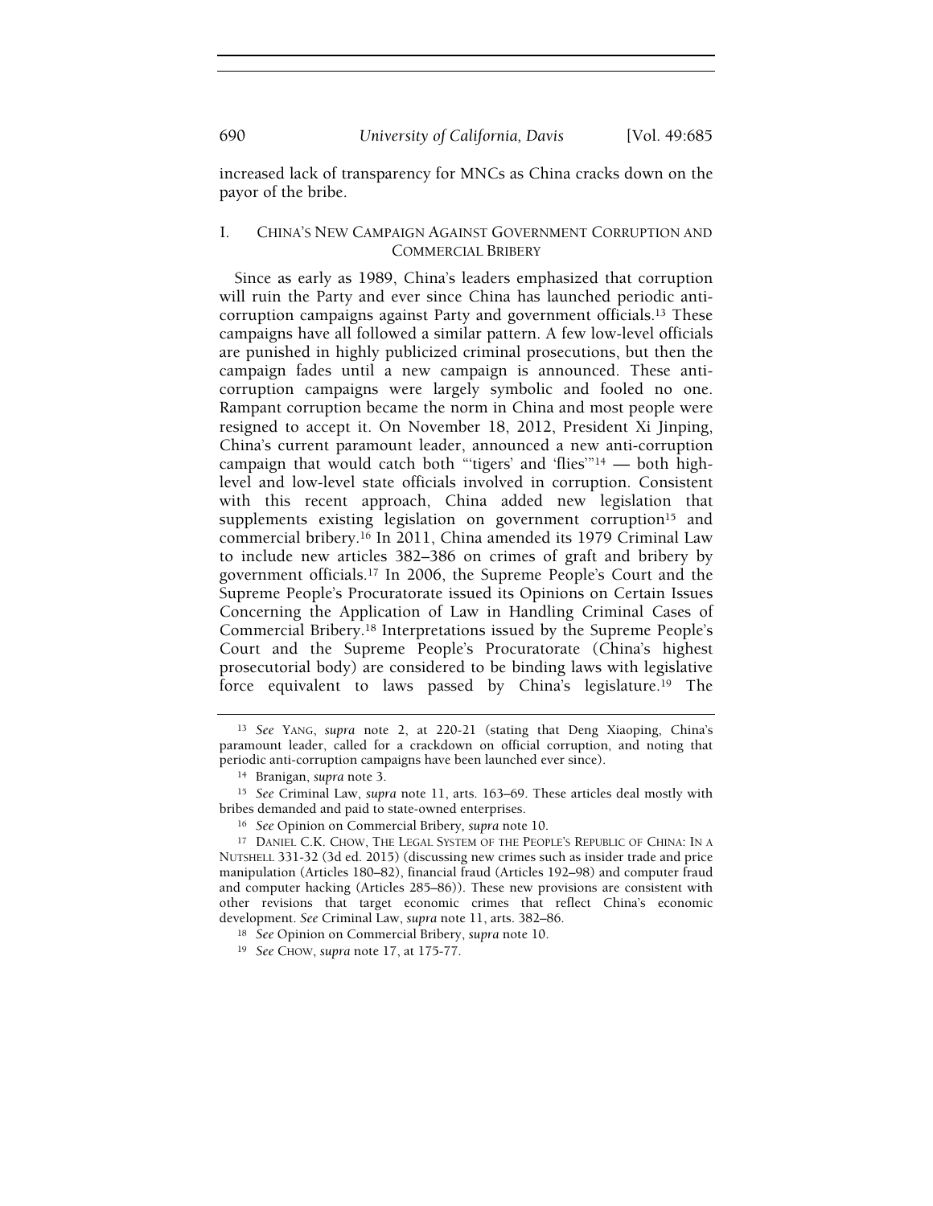increased lack of transparency for MNCs as China cracks down on the payor of the bribe.

## I. CHINA'S NEW CAMPAIGN AGAINST GOVERNMENT CORRUPTION AND COMMERCIAL BRIBERY

Since as early as 1989, China's leaders emphasized that corruption will ruin the Party and ever since China has launched periodic anti-corruption campaigns against Party and government officials.[13] These campaigns have all followed a similar pattern. A few low-level officials are punished in highly publicized criminal prosecutions, but then the campaign fades until a new campaign is announced. These anti-corruption campaigns were largely symbolic and fooled no one. Rampant corruption became the norm in China and most people were resigned to accept it. On November 18, 2012, President Xi Jinping, China's current paramount leader, announced a new anti-corruption campaign that would catch both "'tigers' and 'flies'"[14] — both high-level and low-level state officials involved in corruption. Consistent with this recent approach, China added new legislation that supplements existing legislation on government corruption[15] and commercial bribery.[16] In 2011, China amended its 1979 Criminal Law to include new articles 382–386 on crimes of graft and bribery by government officials.[17] In 2006, the Supreme People's Court and the Supreme People's Procuratorate issued its Opinions on Certain Issues Concerning the Application of Law in Handling Criminal Cases of Commercial Bribery.[18] Interpretations issued by the Supreme People's Court and the Supreme People's Procuratorate (China's highest prosecutorial body) are considered to be binding laws with legislative force equivalent to laws passed by China's legislature.[19] The

---

[13] *See* YANG, *supra* note 2, at 220-21 (stating that Deng Xiaoping, China's paramount leader, called for a crackdown on official corruption, and noting that periodic anti-corruption campaigns have been launched ever since).

[14] Branigan, *supra* note 3.

[15] *See* Criminal Law, *supra* note 11, arts. 163–69. These articles deal mostly with bribes demanded and paid to state-owned enterprises.

[16] *See* Opinion on Commercial Bribery, *supra* note 10.

[17] DANIEL C.K. CHOW, THE LEGAL SYSTEM OF THE PEOPLE'S REPUBLIC OF CHINA: IN A NUTSHELL 331-32 (3d ed. 2015) (discussing new crimes such as insider trade and price manipulation (Articles 180–82), financial fraud (Articles 192–98) and computer fraud and computer hacking (Articles 285–86)). These new provisions are consistent with other revisions that target economic crimes that reflect China's economic development. *See* Criminal Law, *supra* note 11, arts. 382–86.

[18] *See* Opinion on Commercial Bribery, *supra* note 10.

[19] *See* CHOW, *supra* note 17, at 175-77.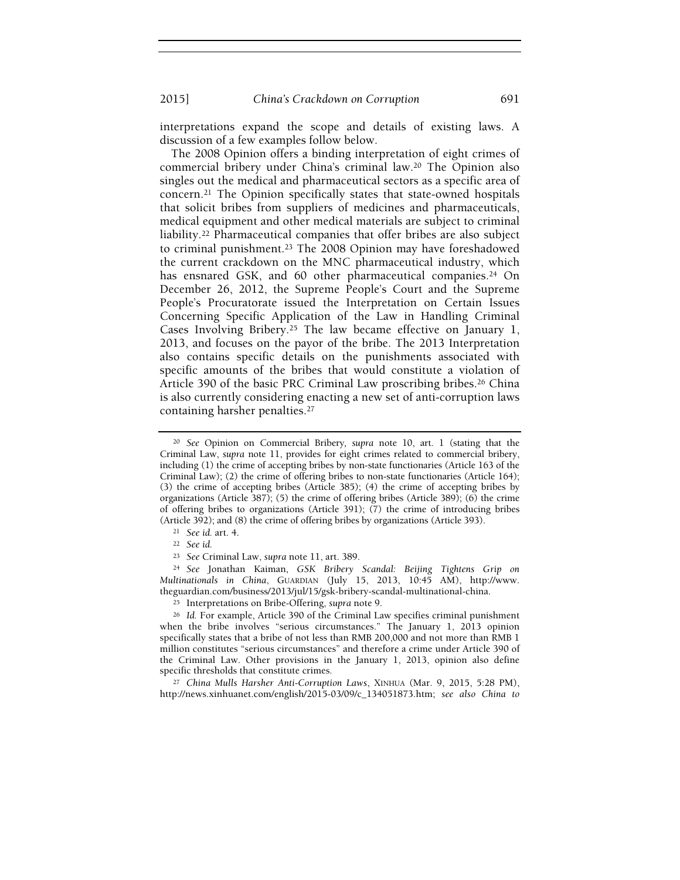interpretations expand the scope and details of existing laws. A discussion of a few examples follow below.

The 2008 Opinion offers a binding interpretation of eight crimes of commercial bribery under China's criminal law.[20] The Opinion also singles out the medical and pharmaceutical sectors as a specific area of concern.[21] The Opinion specifically states that state-owned hospitals that solicit bribes from suppliers of medicines and pharmaceuticals, medical equipment and other medical materials are subject to criminal liability.[22] Pharmaceutical companies that offer bribes are also subject to criminal punishment.[23] The 2008 Opinion may have foreshadowed the current crackdown on the MNC pharmaceutical industry, which has ensnared GSK, and 60 other pharmaceutical companies.[24] On December 26, 2012, the Supreme People's Court and the Supreme People's Procuratorate issued the Interpretation on Certain Issues Concerning Specific Application of the Law in Handling Criminal Cases Involving Bribery.[25] The law became effective on January 1, 2013, and focuses on the payor of the bribe. The 2013 Interpretation also contains specific details on the punishments associated with specific amounts of the bribes that would constitute a violation of Article 390 of the basic PRC Criminal Law proscribing bribes.[26] China is also currently considering enacting a new set of anti-corruption laws containing harsher penalties.[27]

---

[20] *See* Opinion on Commercial Bribery, *supra* note 10, art. 1 (stating that the Criminal Law, *supra* note 11, provides for eight crimes related to commercial bribery, including (1) the crime of accepting bribes by non-state functionaries (Article 163 of the Criminal Law); (2) the crime of offering bribes to non-state functionaries (Article 164); (3) the crime of accepting bribes (Article 385); (4) the crime of accepting bribes by organizations (Article 387); (5) the crime of offering bribes (Article 389); (6) the crime of offering bribes to organizations (Article 391); (7) the crime of introducing bribes (Article 392); and (8) the crime of offering bribes by organizations (Article 393).

[21] *See id.* art. 4.

[22] *See id.*

[23] *See* Criminal Law, *supra* note 11, art. 389.

[24] *See* Jonathan Kaiman, *GSK Bribery Scandal: Beijing Tightens Grip on Multinationals in China*, GUARDIAN (July 15, 2013, 10:45 AM), http://www.theguardian.com/business/2013/jul/15/gsk-bribery-scandal-multinational-china.

[25] Interpretations on Bribe-Offering, *supra* note 9.

[26] *Id.* For example, Article 390 of the Criminal Law specifies criminal punishment when the bribe involves "serious circumstances." The January 1, 2013 opinion specifically states that a bribe of not less than RMB 200,000 and not more than RMB 1 million constitutes "serious circumstances" and therefore a crime under Article 390 of the Criminal Law. Other provisions in the January 1, 2013, opinion also define specific thresholds that constitute crimes.

[27] *China Mulls Harsher Anti-Corruption Laws*, XINHUA (Mar. 9, 2015, 5:28 PM), http://news.xinhuanet.com/english/2015-03/09/c_134051873.htm; *see also China to*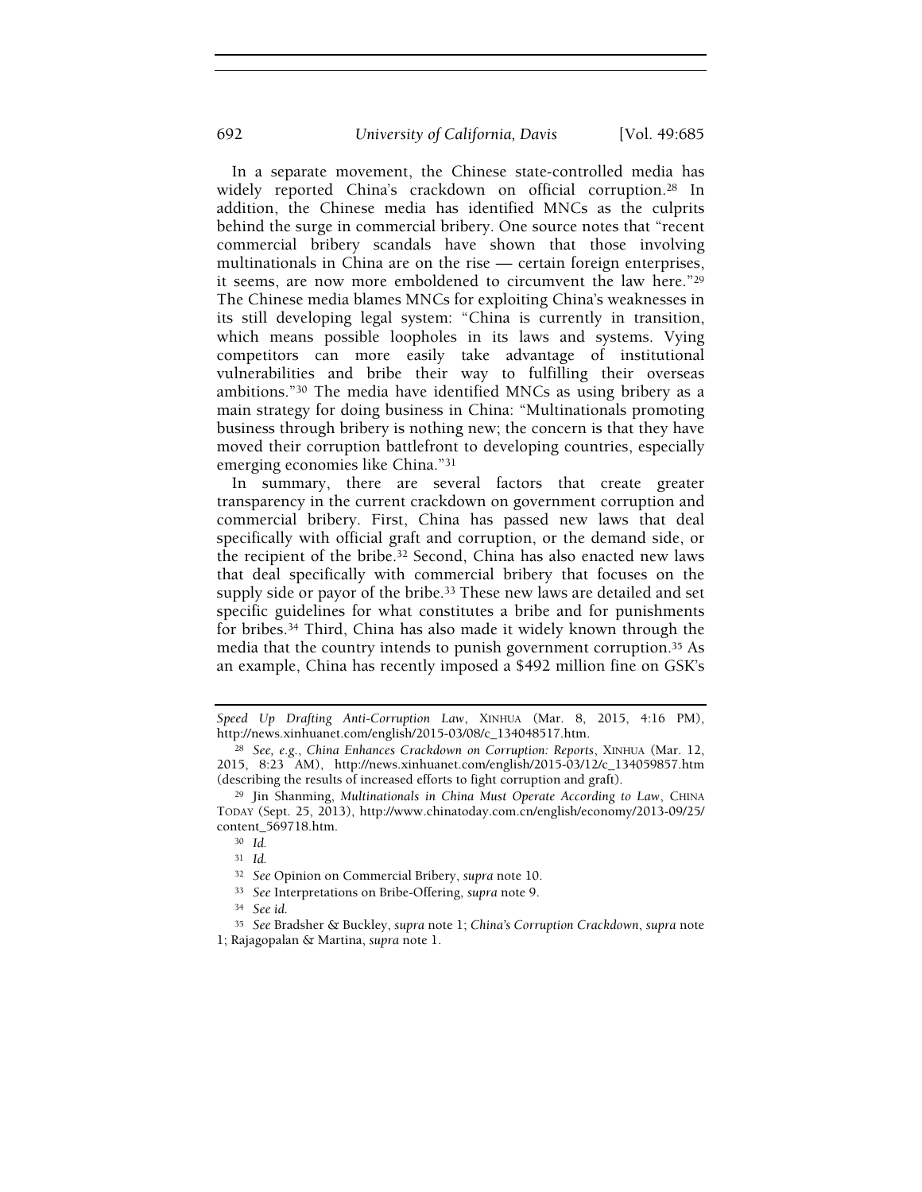In a separate movement, the Chinese state-controlled media has widely reported China's crackdown on official corruption.[28] In addition, the Chinese media has identified MNCs as the culprits behind the surge in commercial bribery. One source notes that "recent commercial bribery scandals have shown that those involving multinationals in China are on the rise — certain foreign enterprises, it seems, are now more emboldened to circumvent the law here."[29] The Chinese media blames MNCs for exploiting China's weaknesses in its still developing legal system: "China is currently in transition, which means possible loopholes in its laws and systems. Vying competitors can more easily take advantage of institutional vulnerabilities and bribe their way to fulfilling their overseas ambitions."[30] The media have identified MNCs as using bribery as a main strategy for doing business in China: "Multinationals promoting business through bribery is nothing new; the concern is that they have moved their corruption battlefront to developing countries, especially emerging economies like China."[31]

In summary, there are several factors that create greater transparency in the current crackdown on government corruption and commercial bribery. First, China has passed new laws that deal specifically with official graft and corruption, or the demand side, or the recipient of the bribe.[32] Second, China has also enacted new laws that deal specifically with commercial bribery that focuses on the supply side or payor of the bribe.[33] These new laws are detailed and set specific guidelines for what constitutes a bribe and for punishments for bribes.[34] Third, China has also made it widely known through the media that the country intends to punish government corruption.[35] As an example, China has recently imposed a $492 million fine on GSK's

---

*Speed Up Drafting Anti-Corruption Law*, XINHUA (Mar. 8, 2015, 4:16 PM), http://news.xinhuanet.com/english/2015-03/08/c_134048517.htm.

[28] *See, e.g.*, *China Enhances Crackdown on Corruption: Reports*, XINHUA (Mar. 12, 2015, 8:23 AM), http://news.xinhuanet.com/english/2015-03/12/c_134059857.htm (describing the results of increased efforts to fight corruption and graft).

[29] Jin Shanming, *Multinationals in China Must Operate According to Law*, CHINA TODAY (Sept. 25, 2013), http://www.chinatoday.com.cn/english/economy/2013-09/25/content_569718.htm.

[30] *Id.*

[31] *Id.*

[32] *See* Opinion on Commercial Bribery, *supra* note 10.

[33] *See* Interpretations on Bribe-Offering, *supra* note 9.

[34] *See id.*

[35] *See* Bradsher & Buckley, *supra* note 1; *China's Corruption Crackdown*, *supra* note 1; Rajagopalan & Martina, *supra* note 1.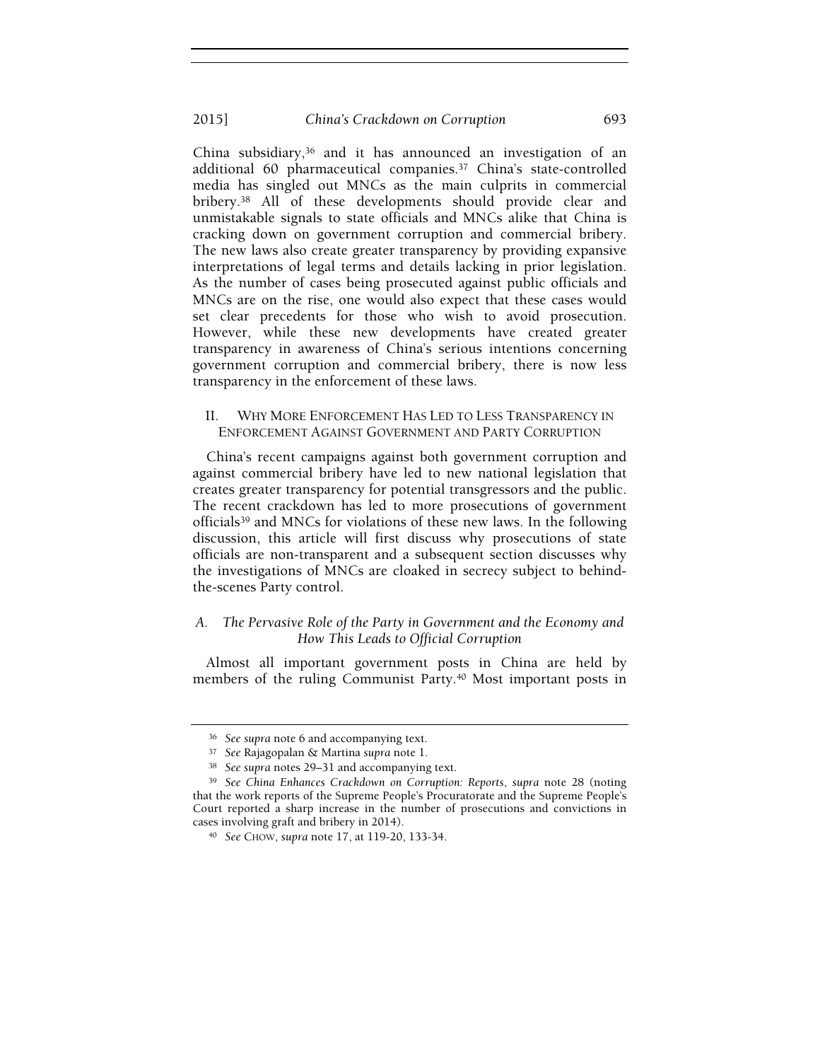China subsidiary,[36] and it has announced an investigation of an additional 60 pharmaceutical companies.[37] China's state-controlled media has singled out MNCs as the main culprits in commercial bribery.[38] All of these developments should provide clear and unmistakable signals to state officials and MNCs alike that China is cracking down on government corruption and commercial bribery. The new laws also create greater transparency by providing expansive interpretations of legal terms and details lacking in prior legislation. As the number of cases being prosecuted against public officials and MNCs are on the rise, one would also expect that these cases would set clear precedents for those who wish to avoid prosecution. However, while these new developments have created greater transparency in awareness of China's serious intentions concerning government corruption and commercial bribery, there is now less transparency in the enforcement of these laws.

## II. WHY MORE ENFORCEMENT HAS LED TO LESS TRANSPARENCY IN ENFORCEMENT AGAINST GOVERNMENT AND PARTY CORRUPTION

China's recent campaigns against both government corruption and against commercial bribery have led to new national legislation that creates greater transparency for potential transgressors and the public. The recent crackdown has led to more prosecutions of government officials[39] and MNCs for violations of these new laws. In the following discussion, this article will first discuss why prosecutions of state officials are non-transparent and a subsequent section discusses why the investigations of MNCs are cloaked in secrecy subject to behind-the-scenes Party control.

### *A. The Pervasive Role of the Party in Government and the Economy and How This Leads to Official Corruption*

Almost all important government posts in China are held by members of the ruling Communist Party.[40] Most important posts in

---

[36] *See supra* note 6 and accompanying text.

[37] *See* Rajagopalan & Martina *supra* note 1.

[38] *See supra* notes 29–31 and accompanying text.

[39] *See China Enhances Crackdown on Corruption: Reports*, *supra* note 28 (noting that the work reports of the Supreme People's Procuratorate and the Supreme People's Court reported a sharp increase in the number of prosecutions and convictions in cases involving graft and bribery in 2014).

[40] *See* CHOW, *supra* note 17, at 119-20, 133-34.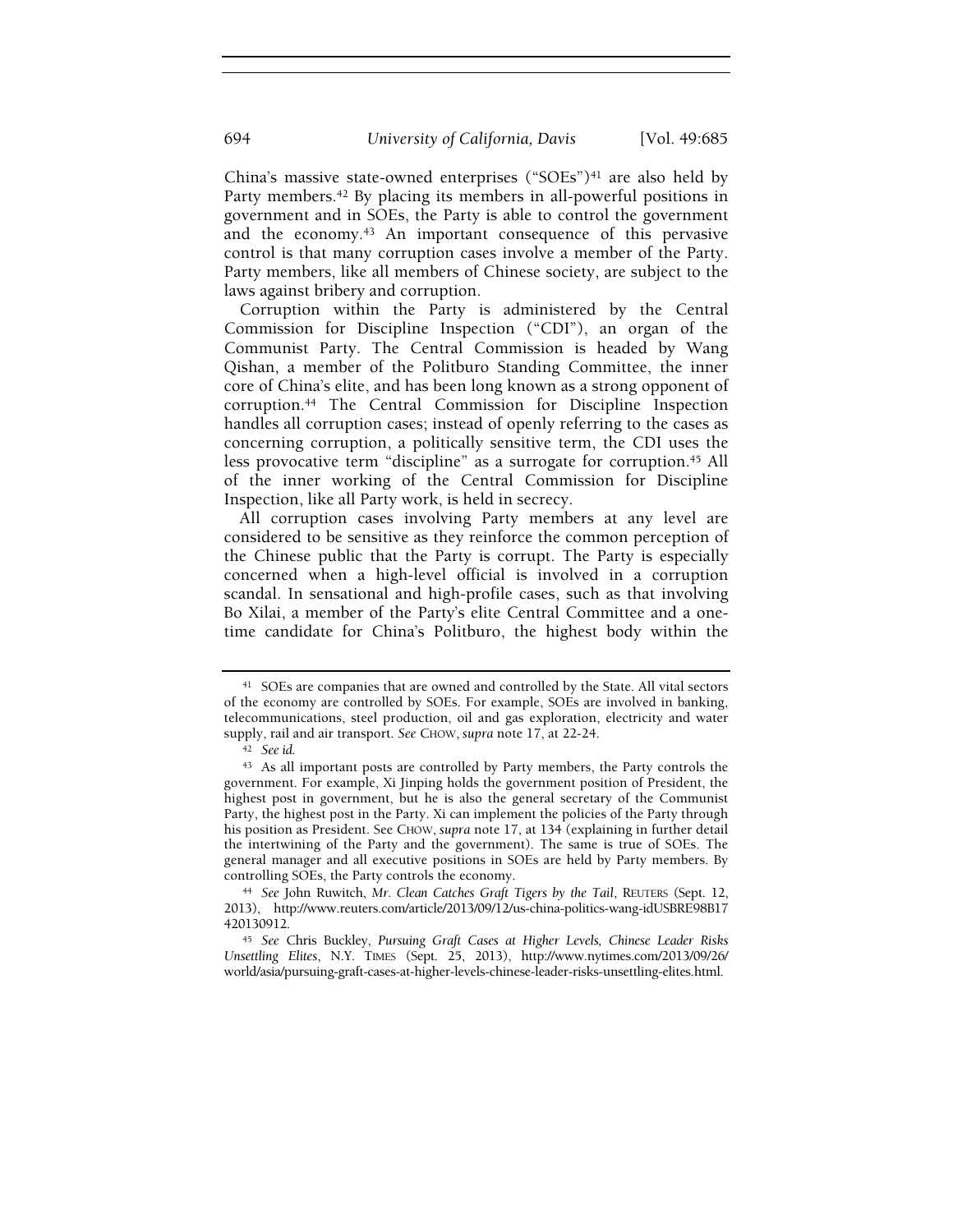China's massive state-owned enterprises ("SOEs")[41] are also held by Party members.[42] By placing its members in all-powerful positions in government and in SOEs, the Party is able to control the government and the economy.[43] An important consequence of this pervasive control is that many corruption cases involve a member of the Party. Party members, like all members of Chinese society, are subject to the laws against bribery and corruption.

Corruption within the Party is administered by the Central Commission for Discipline Inspection ("CDI"), an organ of the Communist Party. The Central Commission is headed by Wang Qishan, a member of the Politburo Standing Committee, the inner core of China's elite, and has been long known as a strong opponent of corruption.[44] The Central Commission for Discipline Inspection handles all corruption cases; instead of openly referring to the cases as concerning corruption, a politically sensitive term, the CDI uses the less provocative term "discipline" as a surrogate for corruption.[45] All of the inner working of the Central Commission for Discipline Inspection, like all Party work, is held in secrecy.

All corruption cases involving Party members at any level are considered to be sensitive as they reinforce the common perception of the Chinese public that the Party is corrupt. The Party is especially concerned when a high-level official is involved in a corruption scandal. In sensational and high-profile cases, such as that involving Bo Xilai, a member of the Party's elite Central Committee and a one-time candidate for China's Politburo, the highest body within the

---

[41] SOEs are companies that are owned and controlled by the State. All vital sectors of the economy are controlled by SOEs. For example, SOEs are involved in banking, telecommunications, steel production, oil and gas exploration, electricity and water supply, rail and air transport. *See* CHOW, *supra* note 17, at 22-24.

[42] *See id.*

[43] As all important posts are controlled by Party members, the Party controls the government. For example, Xi Jinping holds the government position of President, the highest post in government, but he is also the general secretary of the Communist Party, the highest post in the Party. Xi can implement the policies of the Party through his position as President. See CHOW, *supra* note 17, at 134 (explaining in further detail the intertwining of the Party and the government). The same is true of SOEs. The general manager and all executive positions in SOEs are held by Party members. By controlling SOEs, the Party controls the economy.

[44] *See* John Ruwitch, *Mr. Clean Catches Graft Tigers by the Tail*, REUTERS (Sept. 12, 2013), http://www.reuters.com/article/2013/09/12/us-china-politics-wang-idUSBRE98B17420130912.

[45] *See* Chris Buckley, *Pursuing Graft Cases at Higher Levels, Chinese Leader Risks Unsettling Elites*, N.Y. TIMES (Sept. 25, 2013), http://www.nytimes.com/2013/09/26/world/asia/pursuing-graft-cases-at-higher-levels-chinese-leader-risks-unsettling-elites.html.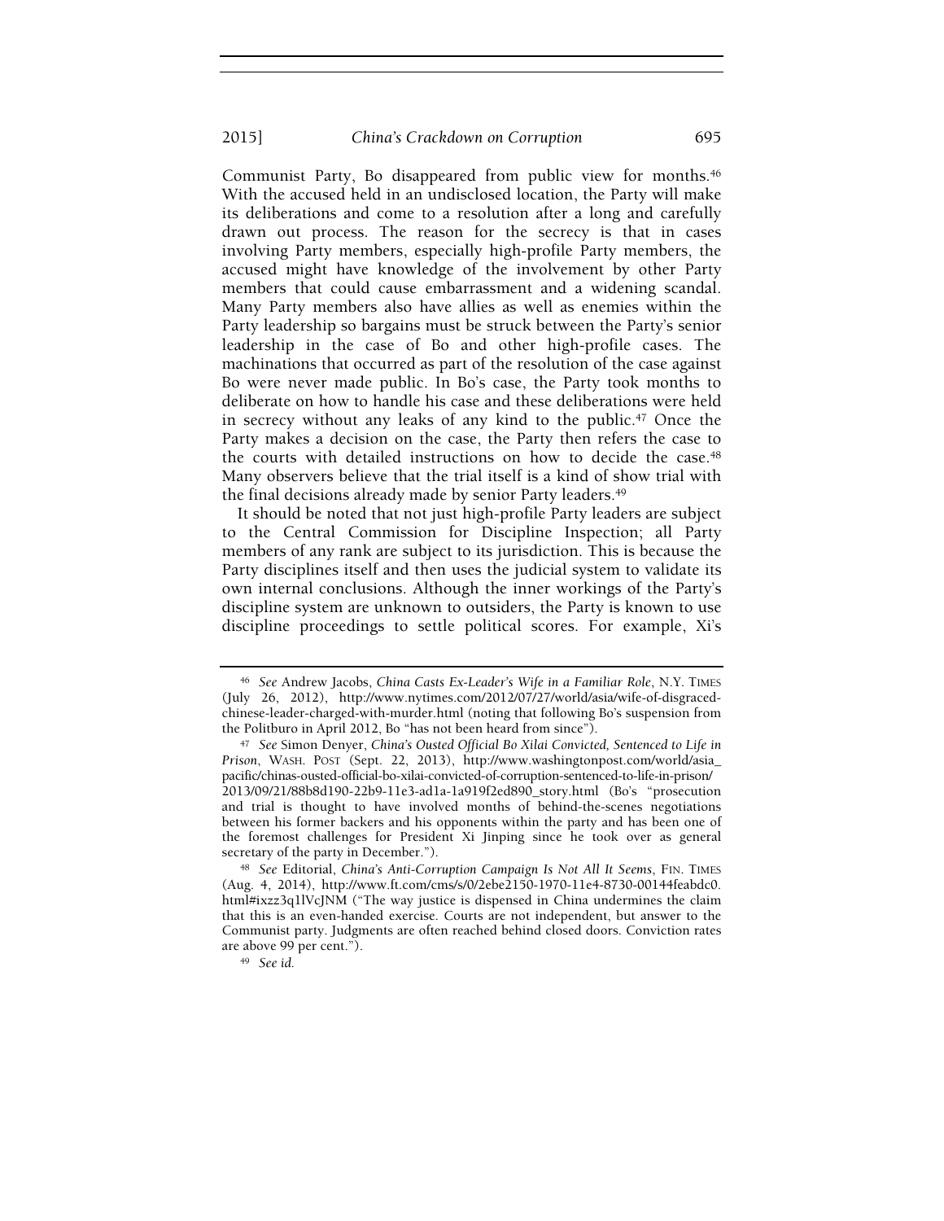Communist Party, Bo disappeared from public view for months.[46] With the accused held in an undisclosed location, the Party will make its deliberations and come to a resolution after a long and carefully drawn out process. The reason for the secrecy is that in cases involving Party members, especially high-profile Party members, the accused might have knowledge of the involvement by other Party members that could cause embarrassment and a widening scandal. Many Party members also have allies as well as enemies within the Party leadership so bargains must be struck between the Party's senior leadership in the case of Bo and other high-profile cases. The machinations that occurred as part of the resolution of the case against Bo were never made public. In Bo's case, the Party took months to deliberate on how to handle his case and these deliberations were held in secrecy without any leaks of any kind to the public.[47] Once the Party makes a decision on the case, the Party then refers the case to the courts with detailed instructions on how to decide the case.[48] Many observers believe that the trial itself is a kind of show trial with the final decisions already made by senior Party leaders.[49]

It should be noted that not just high-profile Party leaders are subject to the Central Commission for Discipline Inspection; all Party members of any rank are subject to its jurisdiction. This is because the Party disciplines itself and then uses the judicial system to validate its own internal conclusions. Although the inner workings of the Party's discipline system are unknown to outsiders, the Party is known to use discipline proceedings to settle political scores. For example, Xi's

---

[46] *See* Andrew Jacobs, *China Casts Ex-Leader's Wife in a Familiar Role*, N.Y. TIMES (July 26, 2012), http://www.nytimes.com/2012/07/27/world/asia/wife-of-disgraced-chinese-leader-charged-with-murder.html (noting that following Bo's suspension from the Politburo in April 2012, Bo "has not been heard from since").

[47] *See* Simon Denyer, *China's Ousted Official Bo Xilai Convicted, Sentenced to Life in Prison*, WASH. POST (Sept. 22, 2013), http://www.washingtonpost.com/world/asia_pacific/chinas-ousted-official-bo-xilai-convicted-of-corruption-sentenced-to-life-in-prison/2013/09/21/88b8d190-22b9-11e3-ad1a-1a919f2ed890_story.html (Bo's "prosecution and trial is thought to have involved months of behind-the-scenes negotiations between his former backers and his opponents within the party and has been one of the foremost challenges for President Xi Jinping since he took over as general secretary of the party in December.").

[48] *See* Editorial, *China's Anti-Corruption Campaign Is Not All It Seems*, FIN. TIMES (Aug. 4, 2014), http://www.ft.com/cms/s/0/2ebe2150-1970-11e4-8730-00144feabdc0.html#ixzz3q1lVcJNM ("The way justice is dispensed in China undermines the claim that this is an even-handed exercise. Courts are not independent, but answer to the Communist party. Judgments are often reached behind closed doors. Conviction rates are above 99 per cent.").

[49] *See id.*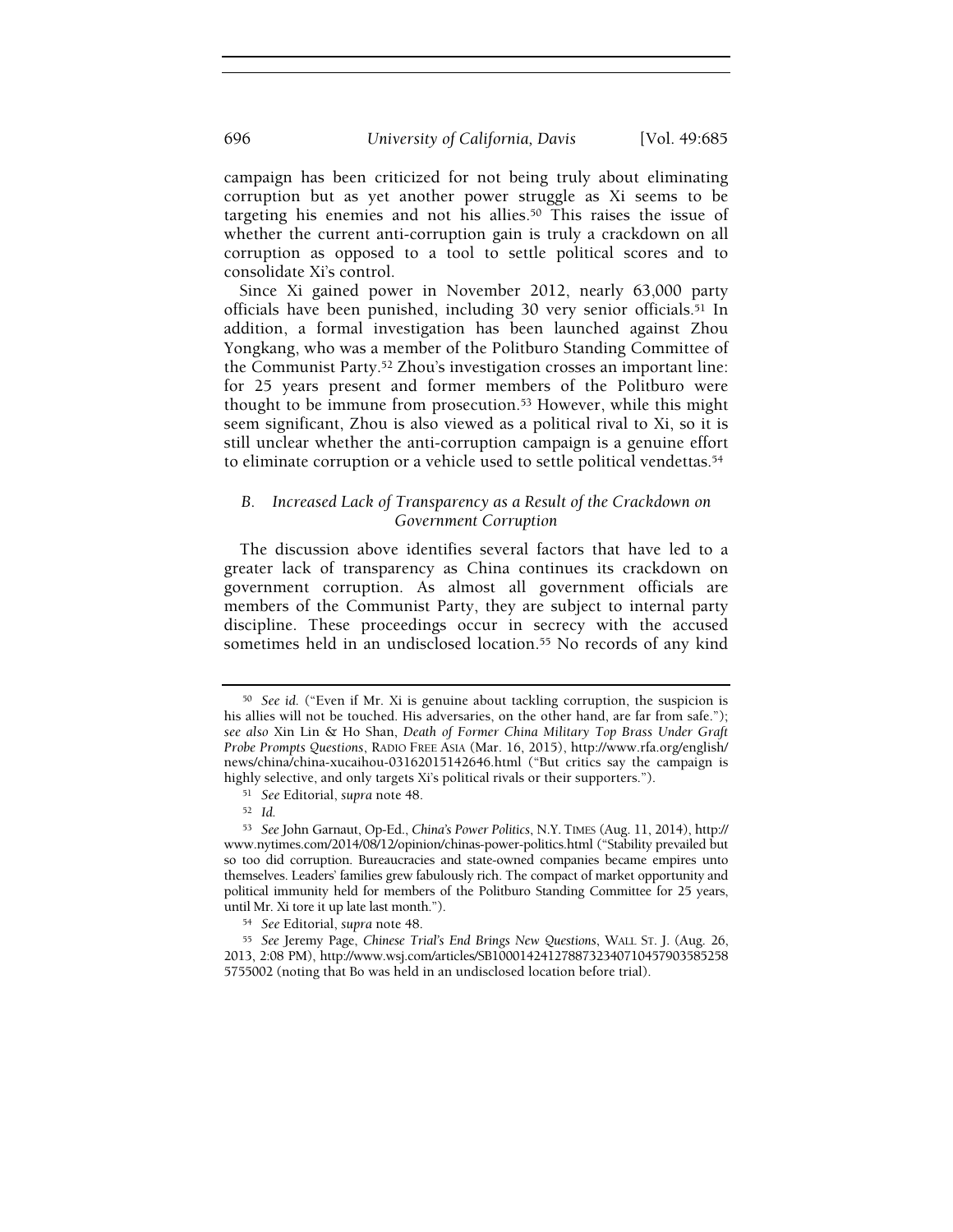campaign has been criticized for not being truly about eliminating corruption but as yet another power struggle as Xi seems to be targeting his enemies and not his allies.[50] This raises the issue of whether the current anti-corruption gain is truly a crackdown on all corruption as opposed to a tool to settle political scores and to consolidate Xi's control.

Since Xi gained power in November 2012, nearly 63,000 party officials have been punished, including 30 very senior officials.[51] In addition, a formal investigation has been launched against Zhou Yongkang, who was a member of the Politburo Standing Committee of the Communist Party.[52] Zhou's investigation crosses an important line: for 25 years present and former members of the Politburo were thought to be immune from prosecution.[53] However, while this might seem significant, Zhou is also viewed as a political rival to Xi, so it is still unclear whether the anti-corruption campaign is a genuine effort to eliminate corruption or a vehicle used to settle political vendettas.[54]

### *B. Increased Lack of Transparency as a Result of the Crackdown on Government Corruption*

The discussion above identifies several factors that have led to a greater lack of transparency as China continues its crackdown on government corruption. As almost all government officials are members of the Communist Party, they are subject to internal party discipline. These proceedings occur in secrecy with the accused sometimes held in an undisclosed location.[55] No records of any kind

---

[50] *See id.* ("Even if Mr. Xi is genuine about tackling corruption, the suspicion is his allies will not be touched. His adversaries, on the other hand, are far from safe."); *see also* Xin Lin & Ho Shan, *Death of Former China Military Top Brass Under Graft Probe Prompts Questions*, RADIO FREE ASIA (Mar. 16, 2015), http://www.rfa.org/english/news/china/china-xucaihou-03162015142646.html ("But critics say the campaign is highly selective, and only targets Xi's political rivals or their supporters.").

[51] *See* Editorial, *supra* note 48.

[52] *Id.*

[53] *See* John Garnaut, Op-Ed., *China's Power Politics*, N.Y. TIMES (Aug. 11, 2014), http://www.nytimes.com/2014/08/12/opinion/chinas-power-politics.html ("Stability prevailed but so too did corruption. Bureaucracies and state-owned companies became empires unto themselves. Leaders' families grew fabulously rich. The compact of market opportunity and political immunity held for members of the Politburo Standing Committee for 25 years, until Mr. Xi tore it up late last month.").

[54] *See* Editorial, *supra* note 48.

[55] *See* Jeremy Page, *Chinese Trial's End Brings New Questions*, WALL ST. J. (Aug. 26, 2013, 2:08 PM), http://www.wsj.com/articles/SB10001424127887323407104579035852585755002 (noting that Bo was held in an undisclosed location before trial).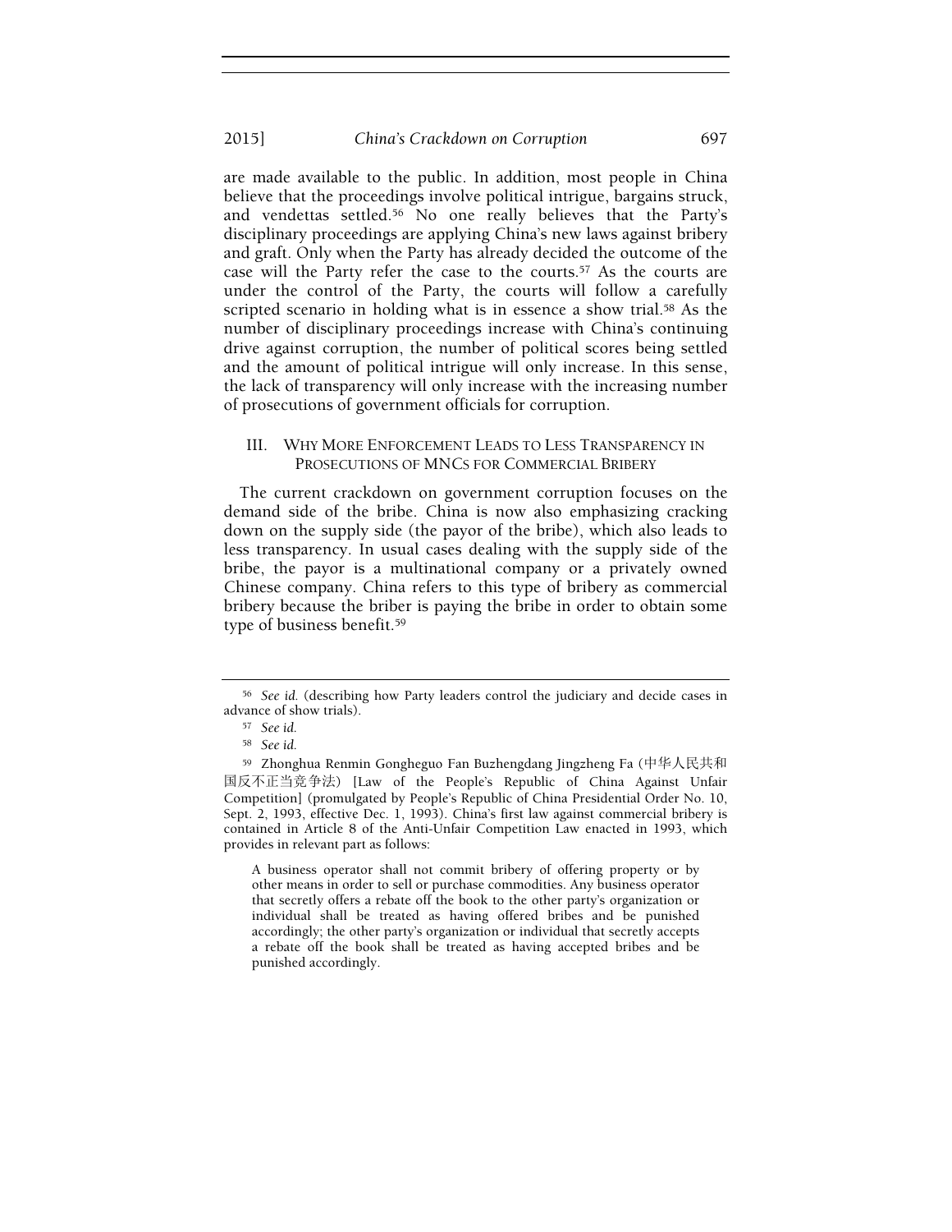are made available to the public. In addition, most people in China believe that the proceedings involve political intrigue, bargains struck, and vendettas settled.[56] No one really believes that the Party's disciplinary proceedings are applying China's new laws against bribery and graft. Only when the Party has already decided the outcome of the case will the Party refer the case to the courts.[57] As the courts are under the control of the Party, the courts will follow a carefully scripted scenario in holding what is in essence a show trial.[58] As the number of disciplinary proceedings increase with China's continuing drive against corruption, the number of political scores being settled and the amount of political intrigue will only increase. In this sense, the lack of transparency will only increase with the increasing number of prosecutions of government officials for corruption.

## III. Why More Enforcement Leads to Less Transparency in Prosecutions of MNCs for Commercial Bribery

The current crackdown on government corruption focuses on the demand side of the bribe. China is now also emphasizing cracking down on the supply side (the payor of the bribe), which also leads to less transparency. In usual cases dealing with the supply side of the bribe, the payor is a multinational company or a privately owned Chinese company. China refers to this type of bribery as commercial bribery because the briber is paying the bribe in order to obtain some type of business benefit.[59]

---

[56] *See id.* (describing how Party leaders control the judiciary and decide cases in advance of show trials).

[57] *See id.*

[58] *See id.*

[59] Zhonghua Renmin Gongheguo Fan Buzhengdang Jingzheng Fa (中华人民共和国反不正当竞争法) [Law of the People's Republic of China Against Unfair Competition] (promulgated by People's Republic of China Presidential Order No. 10, Sept. 2, 1993, effective Dec. 1, 1993). China's first law against commercial bribery is contained in Article 8 of the Anti-Unfair Competition Law enacted in 1993, which provides in relevant part as follows:

> A business operator shall not commit bribery of offering property or by other means in order to sell or purchase commodities. Any business operator that secretly offers a rebate off the book to the other party's organization or individual shall be treated as having offered bribes and be punished accordingly; the other party's organization or individual that secretly accepts a rebate off the book shall be treated as having accepted bribes and be punished accordingly.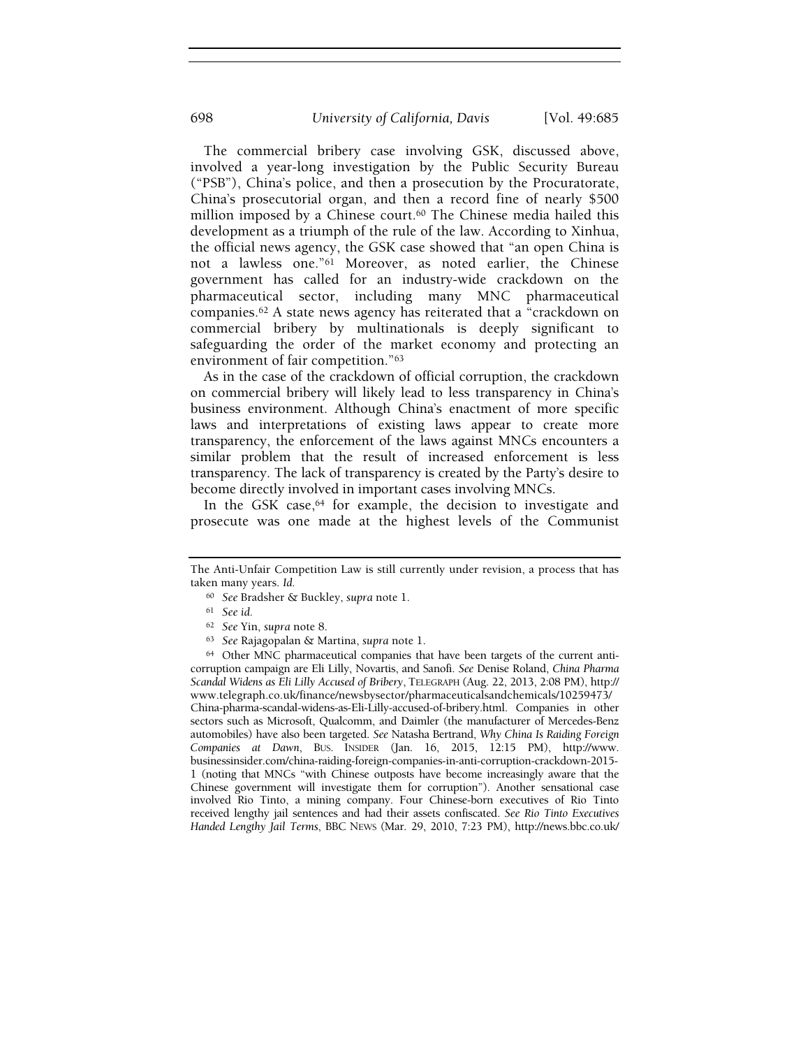The commercial bribery case involving GSK, discussed above, involved a year-long investigation by the Public Security Bureau ("PSB"), China's police, and then a prosecution by the Procuratorate, China's prosecutorial organ, and then a record fine of nearly $500 million imposed by a Chinese court.[60] The Chinese media hailed this development as a triumph of the rule of the law. According to Xinhua, the official news agency, the GSK case showed that "an open China is not a lawless one."[61] Moreover, as noted earlier, the Chinese government has called for an industry-wide crackdown on the pharmaceutical sector, including many MNC pharmaceutical companies.[62] A state news agency has reiterated that a "crackdown on commercial bribery by multinationals is deeply significant to safeguarding the order of the market economy and protecting an environment of fair competition."[63]

As in the case of the crackdown of official corruption, the crackdown on commercial bribery will likely lead to less transparency in China's business environment. Although China's enactment of more specific laws and interpretations of existing laws appear to create more transparency, the enforcement of the laws against MNCs encounters a similar problem that the result of increased enforcement is less transparency. The lack of transparency is created by the Party's desire to become directly involved in important cases involving MNCs.

In the GSK case,[64] for example, the decision to investigate and prosecute was one made at the highest levels of the Communist

---

The Anti-Unfair Competition Law is still currently under revision, a process that has taken many years. *Id.*

[60] *See* Bradsher & Buckley, *supra* note 1.

[61] *See id.*

[62] *See* Yin, *supra* note 8.

[63] *See* Rajagopalan & Martina, *supra* note 1.

[64] Other MNC pharmaceutical companies that have been targets of the current anti-corruption campaign are Eli Lilly, Novartis, and Sanofi. *See* Denise Roland, *China Pharma Scandal Widens as Eli Lilly Accused of Bribery*, TELEGRAPH (Aug. 22, 2013, 2:08 PM), http://www.telegraph.co.uk/finance/newsbysector/pharmaceuticalsandchemicals/10259473/China-pharma-scandal-widens-as-Eli-Lilly-accused-of-bribery.html. Companies in other sectors such as Microsoft, Qualcomm, and Daimler (the manufacturer of Mercedes-Benz automobiles) have also been targeted. *See* Natasha Bertrand, *Why China Is Raiding Foreign Companies at Dawn*, BUS. INSIDER (Jan. 16, 2015, 12:15 PM), http://www.businessinsider.com/china-raiding-foreign-companies-in-anti-corruption-crackdown-2015-1 (noting that MNCs "with Chinese outposts have become increasingly aware that the Chinese government will investigate them for corruption"). Another sensational case involved Rio Tinto, a mining company. Four Chinese-born executives of Rio Tinto received lengthy jail sentences and had their assets confiscated. *See Rio Tinto Executives Handed Lengthy Jail Terms*, BBC NEWS (Mar. 29, 2010, 7:23 PM), http://news.bbc.co.uk/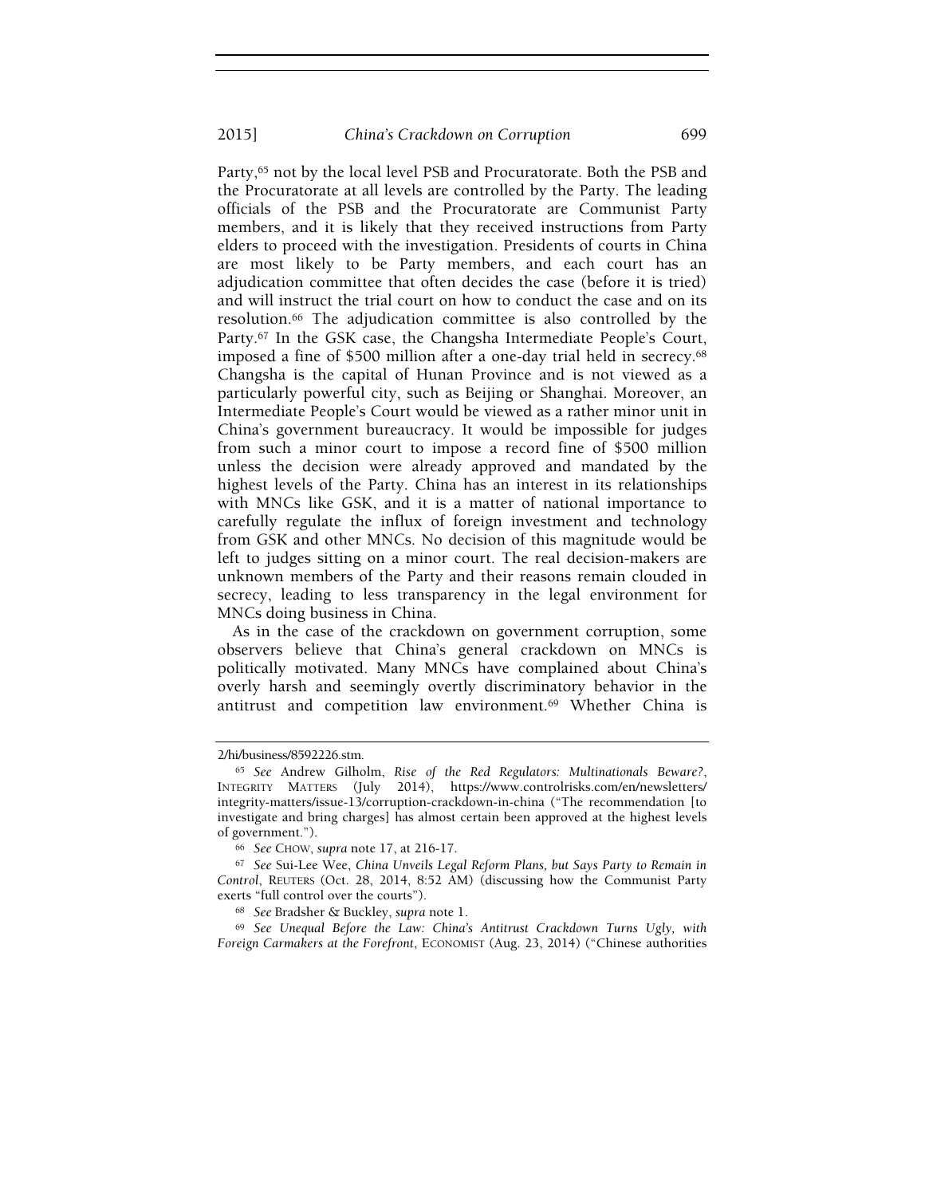Party,[65] not by the local level PSB and Procuratorate. Both the PSB and the Procuratorate at all levels are controlled by the Party. The leading officials of the PSB and the Procuratorate are Communist Party members, and it is likely that they received instructions from Party elders to proceed with the investigation. Presidents of courts in China are most likely to be Party members, and each court has an adjudication committee that often decides the case (before it is tried) and will instruct the trial court on how to conduct the case and on its resolution.[66] The adjudication committee is also controlled by the Party.[67] In the GSK case, the Changsha Intermediate People's Court, imposed a fine of $500 million after a one-day trial held in secrecy.[68] Changsha is the capital of Hunan Province and is not viewed as a particularly powerful city, such as Beijing or Shanghai. Moreover, an Intermediate People's Court would be viewed as a rather minor unit in China's government bureaucracy. It would be impossible for judges from such a minor court to impose a record fine of $500 million unless the decision were already approved and mandated by the highest levels of the Party. China has an interest in its relationships with MNCs like GSK, and it is a matter of national importance to carefully regulate the influx of foreign investment and technology from GSK and other MNCs. No decision of this magnitude would be left to judges sitting on a minor court. The real decision-makers are unknown members of the Party and their reasons remain clouded in secrecy, leading to less transparency in the legal environment for MNCs doing business in China.

As in the case of the crackdown on government corruption, some observers believe that China's general crackdown on MNCs is politically motivated. Many MNCs have complained about China's overly harsh and seemingly overtly discriminatory behavior in the antitrust and competition law environment.[69] Whether China is

---

2/hi/business/8592226.stm.

[65] *See* Andrew Gilholm, *Rise of the Red Regulators: Multinationals Beware?*, INTEGRITY MATTERS (July 2014), https://www.controlrisks.com/en/newsletters/integrity-matters/issue-13/corruption-crackdown-in-china ("The recommendation [to investigate and bring charges] has almost certain been approved at the highest levels of government.").

[66] *See* CHOW, *supra* note 17, at 216-17.

[67] *See* Sui-Lee Wee, *China Unveils Legal Reform Plans, but Says Party to Remain in Control*, REUTERS (Oct. 28, 2014, 8:52 AM) (discussing how the Communist Party exerts "full control over the courts").

[68] *See* Bradsher & Buckley, *supra* note 1.

[69] *See Unequal Before the Law: China's Antitrust Crackdown Turns Ugly, with Foreign Carmakers at the Forefront*, ECONOMIST (Aug. 23, 2014) ("Chinese authorities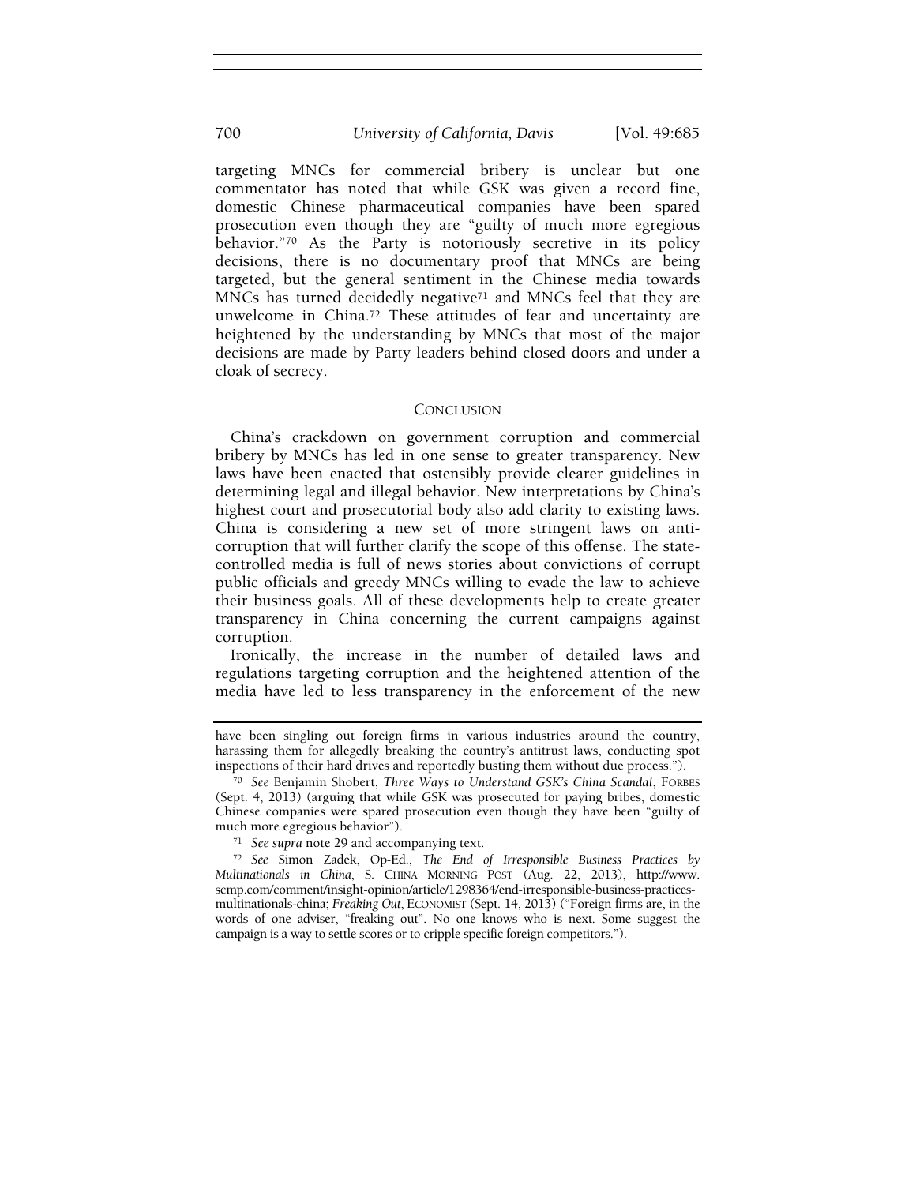targeting MNCs for commercial bribery is unclear but one commentator has noted that while GSK was given a record fine, domestic Chinese pharmaceutical companies have been spared prosecution even though they are "guilty of much more egregious behavior."[70] As the Party is notoriously secretive in its policy decisions, there is no documentary proof that MNCs are being targeted, but the general sentiment in the Chinese media towards MNCs has turned decidedly negative[71] and MNCs feel that they are unwelcome in China.[72] These attitudes of fear and uncertainty are heightened by the understanding by MNCs that most of the major decisions are made by Party leaders behind closed doors and under a cloak of secrecy.

## CONCLUSION

China's crackdown on government corruption and commercial bribery by MNCs has led in one sense to greater transparency. New laws have been enacted that ostensibly provide clearer guidelines in determining legal and illegal behavior. New interpretations by China's highest court and prosecutorial body also add clarity to existing laws. China is considering a new set of more stringent laws on anti-corruption that will further clarify the scope of this offense. The state-controlled media is full of news stories about convictions of corrupt public officials and greedy MNCs willing to evade the law to achieve their business goals. All of these developments help to create greater transparency in China concerning the current campaigns against corruption.

Ironically, the increase in the number of detailed laws and regulations targeting corruption and the heightened attention of the media have led to less transparency in the enforcement of the new

---

have been singling out foreign firms in various industries around the country, harassing them for allegedly breaking the country's antitrust laws, conducting spot inspections of their hard drives and reportedly busting them without due process.").

[70] *See* Benjamin Shobert, *Three Ways to Understand GSK's China Scandal*, FORBES (Sept. 4, 2013) (arguing that while GSK was prosecuted for paying bribes, domestic Chinese companies were spared prosecution even though they have been "guilty of much more egregious behavior").

[71] *See supra* note 29 and accompanying text.

[72] *See* Simon Zadek, Op-Ed., *The End of Irresponsible Business Practices by Multinationals in China*, S. CHINA MORNING POST (Aug. 22, 2013), http://www.scmp.com/comment/insight-opinion/article/1298364/end-irresponsible-business-practices-multinationals-china; *Freaking Out*, ECONOMIST (Sept. 14, 2013) ("Foreign firms are, in the words of one adviser, "freaking out". No one knows who is next. Some suggest the campaign is a way to settle scores or to cripple specific foreign competitors.").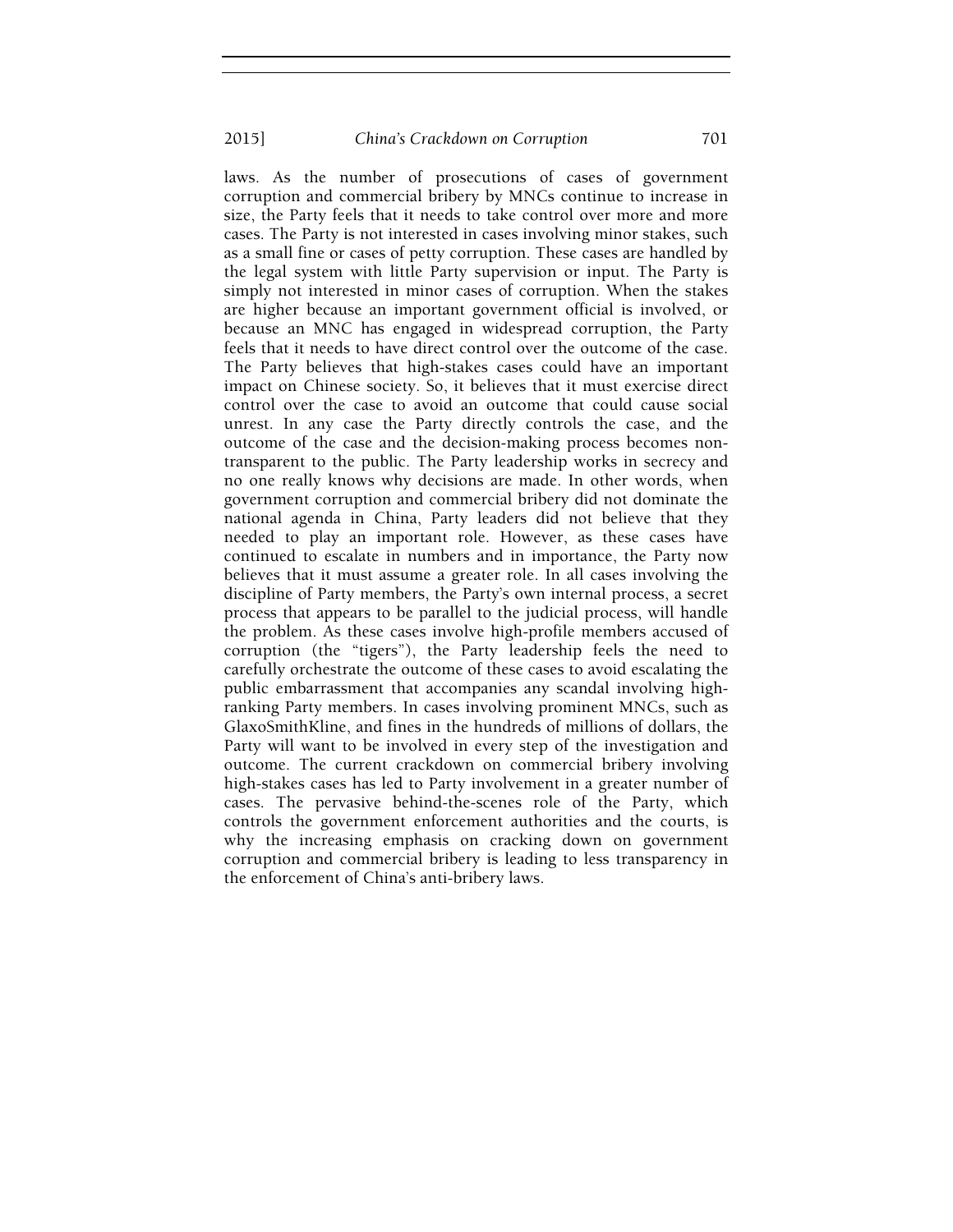laws. As the number of prosecutions of cases of government corruption and commercial bribery by MNCs continue to increase in size, the Party feels that it needs to take control over more and more cases. The Party is not interested in cases involving minor stakes, such as a small fine or cases of petty corruption. These cases are handled by the legal system with little Party supervision or input. The Party is simply not interested in minor cases of corruption. When the stakes are higher because an important government official is involved, or because an MNC has engaged in widespread corruption, the Party feels that it needs to have direct control over the outcome of the case. The Party believes that high-stakes cases could have an important impact on Chinese society. So, it believes that it must exercise direct control over the case to avoid an outcome that could cause social unrest. In any case the Party directly controls the case, and the outcome of the case and the decision-making process becomes non-transparent to the public. The Party leadership works in secrecy and no one really knows why decisions are made. In other words, when government corruption and commercial bribery did not dominate the national agenda in China, Party leaders did not believe that they needed to play an important role. However, as these cases have continued to escalate in numbers and in importance, the Party now believes that it must assume a greater role. In all cases involving the discipline of Party members, the Party's own internal process, a secret process that appears to be parallel to the judicial process, will handle the problem. As these cases involve high-profile members accused of corruption (the "tigers"), the Party leadership feels the need to carefully orchestrate the outcome of these cases to avoid escalating the public embarrassment that accompanies any scandal involving high-ranking Party members. In cases involving prominent MNCs, such as GlaxoSmithKline, and fines in the hundreds of millions of dollars, the Party will want to be involved in every step of the investigation and outcome. The current crackdown on commercial bribery involving high-stakes cases has led to Party involvement in a greater number of cases. The pervasive behind-the-scenes role of the Party, which controls the government enforcement authorities and the courts, is why the increasing emphasis on cracking down on government corruption and commercial bribery is leading to less transparency in the enforcement of China's anti-bribery laws.